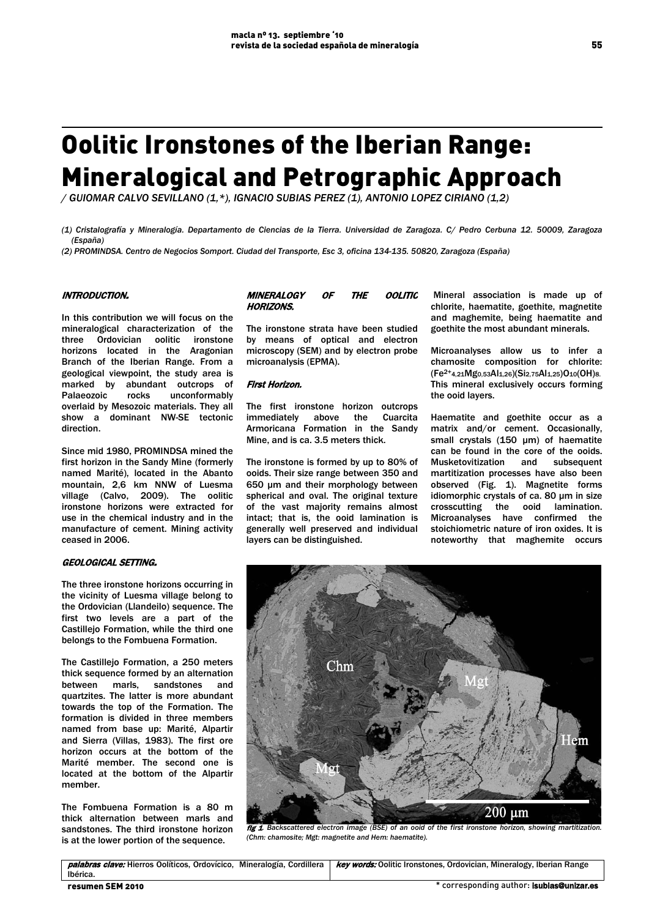# Oolitic Ironstones of the Iberian Range: Mineralogical and Petrographic Approach

/ GUIOMAR CALVO SEVILLANO (1,*), IGNACIO SUBIAS PEREZ (1), ANTONIO LOPEZ CIRIANO (1,2)

(1) Cristalografía y Mineralogía. Departamento de Ciencias de la Tierra. Universidad de Zaragoza. C/ Pedro Cerbuna 12. 50009, Zaragoza (España)

(2) PROMINDSA. Centro de Negocios Somport. Ciudad del Transporte, Esc 3, oficina 134-135. 50820, Zaragoza (España)

## INTRODUCTION.

In this contribution we will focus on the mineralogical characterization of the three Ordovician oolitic ironstone horizons located in the Aragonian Branch of the Iberian Range. From a geological viewpoint, the study area is marked by abundant outcrops of Palaeozoic rocks unconformably overlaid by Mesozoic materials. They all show a dominant NW-SE tectonic direction.

Since mid 1980, PROMINDSA mined the first horizon in the Sandy Mine (formerly named Marité), located in the Abanto mountain, 2,6 km NNW of Luesma village (Calvo, 2009). The oolitic ironstone horizons were extracted for use in the chemical industry and in the manufacture of cement. Mining activity ceased in 2006.

## GEOLOGICAL SETTING.

The three ironstone horizons occurring in the vicinity of Luesma village belong to the Ordovician (Llandeilo) sequence. The first two levels are a part of the Castillejo Formation, while the third one belongs to the Fombuena Formation.

The Castillejo Formation, a 250 meters thick sequence formed by an alternation between marls, sandstones and quartzites. The latter is more abundant towards the top of the Formation. The formation is divided in three members named from base up: Marité, Alpartir and Sierra (Villas, 1983). The first ore horizon occurs at the bottom of the Marité member. The second one is located at the bottom of the Alpartir member.

The Fombuena Formation is a 80 m thick alternation between marls and sandstones. The third ironstone horizon is at the lower portion of the sequence.

## MINERALOGY OF THE OOLITIC HORIZONS.

The ironstone strata have been studied by means of optical and electron microscopy (SEM) and by electron probe microanalysis (EPMA).

### First Horizon.

The first ironstone horizon outcrops immediately above the Cuarcita Armoricana Formation in the Sandy Mine, and is ca. 3.5 meters thick.

The ironstone is formed by up to 80% of ooids. Their size range between 350 and 650 μm and their morphology between spherical and oval. The original texture of the vast majority remains almost intact; that is, the ooid lamination is generally well preserved and individual layers can be distinguished.

Mineral association is made up of chlorite, haematite, goethite, magnetite and maghemite, being haematite and goethite the most abundant minerals.

Microanalyses allow us to infer a chamosite composition for chlorite: $(Fe^{2+}_{4,21}Mg_{0,53}Al_{1,26})(Si_{2,75}Al_{1,25})O_{10}(OH)_8$. This mineral exclusively occurs forming the ooid layers.

Haematite and goethite occur as a matrix and/or cement. Occasionally, small crystals (150 μm) of haematite can be found in the core of the ooids. Musketovitization and subsequent martitization processes have also been observed (Fig. 1). Magnetite forms idiomorphic crystals of ca. 80 μm in size crosscutting the ooid lamination. Microanalyses have confirmed the stoichiometric nature of iron oxides. It is noteworthy that maghemite occurs

fig 1. Backscattered electron image (BSE) of an ooid of the first ironstone horizon, showing martitization. (Chm: chamosite; Mgt: magnetite and Hem: haematite).

| palabras clave: Hierros Oolíticos, Ordovícico, Mineralogía, Cordillera Ibérica. | key words: Oolitic Ironstones, Ordovician, Mineralogy, Iberian Range |
| --- | --- |

resumen SEM 2010

\* corresponding author: isubias@unizar.es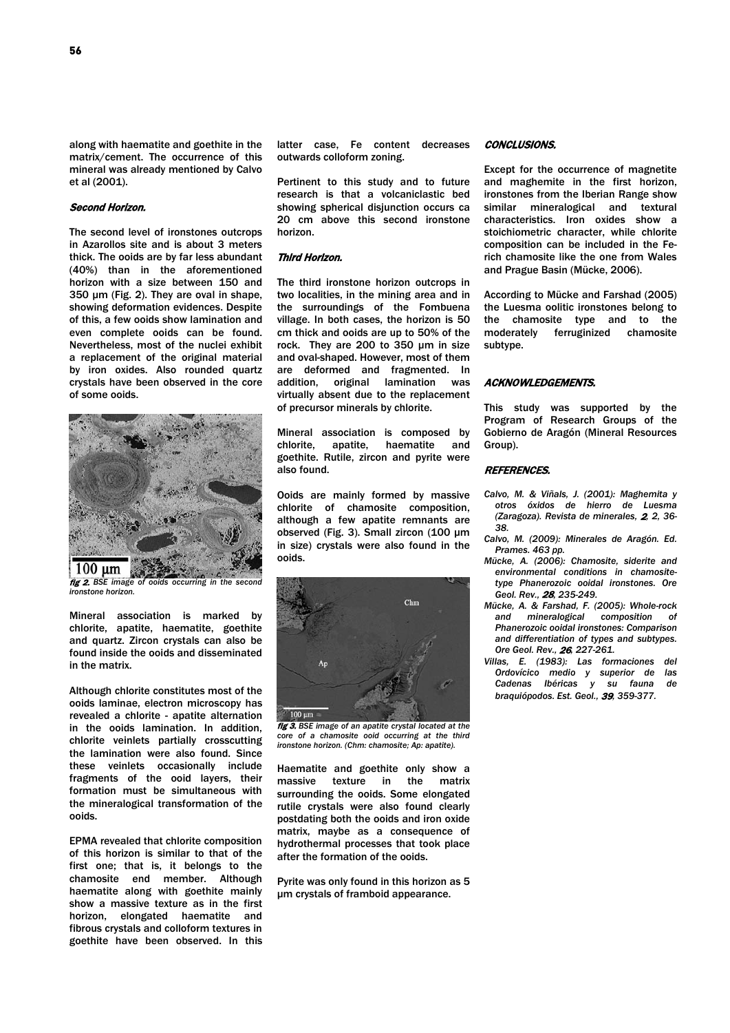along with haematite and goethite in the matrix/cement. The occurrence of this mineral was already mentioned by Calvo et al (2001).

### *Second Horizon.*

The second level of ironstones outcrops in Azarollos site and is about 3 meters thick. The ooids are by far less abundant (40%) than in the aforementioned horizon with a size between 150 and 350 µm (Fig. 2). They are oval in shape, showing deformation evidences. Despite of this, a few ooids show lamination and even complete ooids can be found. Nevertheless, most of the nuclei exhibit a replacement of the original material by iron oxides. Also rounded quartz crystals have been observed in the core of some ooids.

100 µm

***fig 2.** BSE image of ooids occurring in the second ironstone horizon.*

Mineral association is marked by chlorite, apatite, haematite, goethite and quartz. Zircon crystals can also be found inside the ooids and disseminated in the matrix.

Although chlorite constitutes most of the ooids laminae, electron microscopy has revealed a chlorite - apatite alternation in the ooids lamination. In addition, chlorite veinlets partially crosscutting the lamination were also found. Since these veinlets occasionally include fragments of the ooid layers, their formation must be simultaneous with the mineralogical transformation of the ooids.

EPMA revealed that chlorite composition of this horizon is similar to that of the first one; that is, it belongs to the chamosite end member. Although haematite along with goethite mainly show a massive texture as in the first horizon, elongated haematite and fibrous crystals and colloform textures in goethite have been observed. In this latter case, Fe content decreases outwards colloform zoning.

Pertinent to this study and to future research is that a volcaniclastic bed showing spherical disjunction occurs ca 20 cm above this second ironstone horizon.

### *Third Horizon.*

The third ironstone horizon outcrops in two localities, in the mining area and in the surroundings of the Fombuena village. In both cases, the horizon is 50 cm thick and ooids are up to 50% of the rock. They are 200 to 350 µm in size and oval-shaped. However, most of them are deformed and fragmented. In addition, original lamination was virtually absent due to the replacement of precursor minerals by chlorite.

Mineral association is composed by chlorite, apatite, haematite and goethite. Rutile, zircon and pyrite were also found.

Ooids are mainly formed by massive chlorite of chamosite composition, although a few apatite remnants are observed (Fig. 3). Small zircon (100 µm in size) crystals were also found in the ooids.

Chm

Ap

100 µm

***fig 3.** BSE image of an apatite crystal located at the core of a chamosite ooid occurring at the third ironstone horizon. (Chm: chamosite; Ap: apatite).*

Haematite and goethite only show a massive texture in the matrix surrounding the ooids. Some elongated rutile crystals were also found clearly postdating both the ooids and iron oxide matrix, maybe as a consequence of hydrothermal processes that took place after the formation of the ooids.

Pyrite was only found in this horizon as 5 µm crystals of framboid appearance.

## *CONCLUSIONS.*

Except for the occurrence of magnetite and maghemite in the first horizon, ironstones from the Iberian Range show similar mineralogical and textural characteristics. Iron oxides show a stoichiometric character, while chlorite composition can be included in the Fe-rich chamosite like the one from Wales and Prague Basin (Mücke, 2006).

According to Mücke and Farshad (2005) the Luesma oolitic ironstones belong to the chamosite type and to the moderately ferruginized chamosite subtype.

## *ACKNOWLEDGEMENTS.*

This study was supported by the Program of Research Groups of the Gobierno de Aragón (Mineral Resources Group).

## *REFERENCES.*

*Calvo, M. & Viñals, J. (2001): Maghemita y otros óxidos de hierro de Luesma (Zaragoza). Revista de minerales, **2**, 2, 36-38.*

*Calvo, M. (2009): Minerales de Aragón. Ed. Prames. 463 pp.*

*Mücke, A. (2006): Chamosite, siderite and environmental conditions in chamosite-type Phanerozoic ooidal ironstones. Ore Geol. Rev., **28**, 235-249.*

*Mücke, A. & Farshad, F. (2005): Whole-rock and mineralogical composition of Phanerozoic ooidal ironstones: Comparison and differentiation of types and subtypes. Ore Geol. Rev., **26**, 227-261.*

*Villas, E. (1983): Las formaciones del Ordovícico medio y superior de las Cadenas Ibéricas y su fauna de braquiópodos. Est. Geol., **39**, 359-377.*